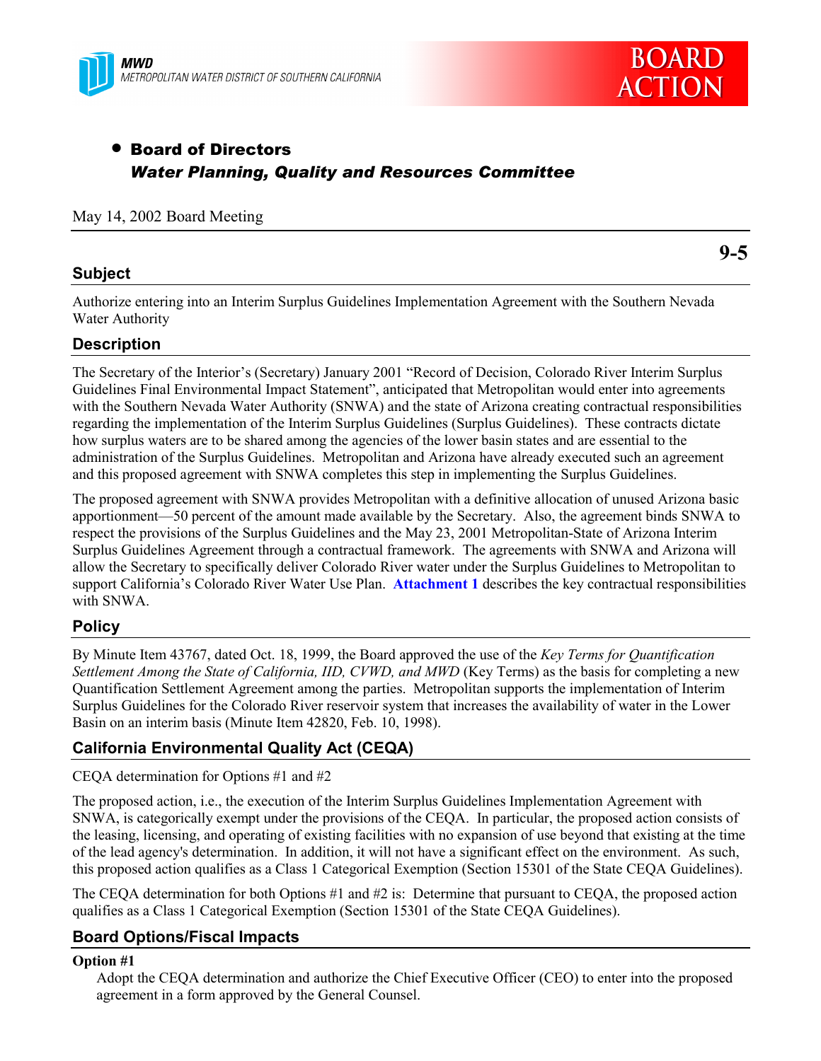MWD
METROPOLITAN WATER DISTRICT OF SOUTHERN CALIFORNIA

BOARD ACTION

- **Board of Directors**
  ***Water Planning, Quality and Resources Committee***

May 14, 2002 Board Meeting

**9-5**

## Subject

Authorize entering into an Interim Surplus Guidelines Implementation Agreement with the Southern Nevada Water Authority

## Description

The Secretary of the Interior's (Secretary) January 2001 "Record of Decision, Colorado River Interim Surplus Guidelines Final Environmental Impact Statement", anticipated that Metropolitan would enter into agreements with the Southern Nevada Water Authority (SNWA) and the state of Arizona creating contractual responsibilities regarding the implementation of the Interim Surplus Guidelines (Surplus Guidelines). These contracts dictate how surplus waters are to be shared among the agencies of the lower basin states and are essential to the administration of the Surplus Guidelines. Metropolitan and Arizona have already executed such an agreement and this proposed agreement with SNWA completes this step in implementing the Surplus Guidelines.

The proposed agreement with SNWA provides Metropolitan with a definitive allocation of unused Arizona basic apportionment—50 percent of the amount made available by the Secretary. Also, the agreement binds SNWA to respect the provisions of the Surplus Guidelines and the May 23, 2001 Metropolitan-State of Arizona Interim Surplus Guidelines Agreement through a contractual framework. The agreements with SNWA and Arizona will allow the Secretary to specifically deliver Colorado River water under the Surplus Guidelines to Metropolitan to support California's Colorado River Water Use Plan. **Attachment 1** describes the key contractual responsibilities with SNWA.

## Policy

By Minute Item 43767, dated Oct. 18, 1999, the Board approved the use of the *Key Terms for Quantification Settlement Among the State of California, IID, CVWD, and MWD* (Key Terms) as the basis for completing a new Quantification Settlement Agreement among the parties. Metropolitan supports the implementation of Interim Surplus Guidelines for the Colorado River reservoir system that increases the availability of water in the Lower Basin on an interim basis (Minute Item 42820, Feb. 10, 1998).

## California Environmental Quality Act (CEQA)

CEQA determination for Options #1 and #2

The proposed action, i.e., the execution of the Interim Surplus Guidelines Implementation Agreement with SNWA, is categorically exempt under the provisions of the CEQA. In particular, the proposed action consists of the leasing, licensing, and operating of existing facilities with no expansion of use beyond that existing at the time of the lead agency's determination. In addition, it will not have a significant effect on the environment. As such, this proposed action qualifies as a Class 1 Categorical Exemption (Section 15301 of the State CEQA Guidelines).

The CEQA determination for both Options #1 and #2 is: Determine that pursuant to CEQA, the proposed action qualifies as a Class 1 Categorical Exemption (Section 15301 of the State CEQA Guidelines).

## Board Options/Fiscal Impacts

**Option #1**

Adopt the CEQA determination and authorize the Chief Executive Officer (CEO) to enter into the proposed agreement in a form approved by the General Counsel.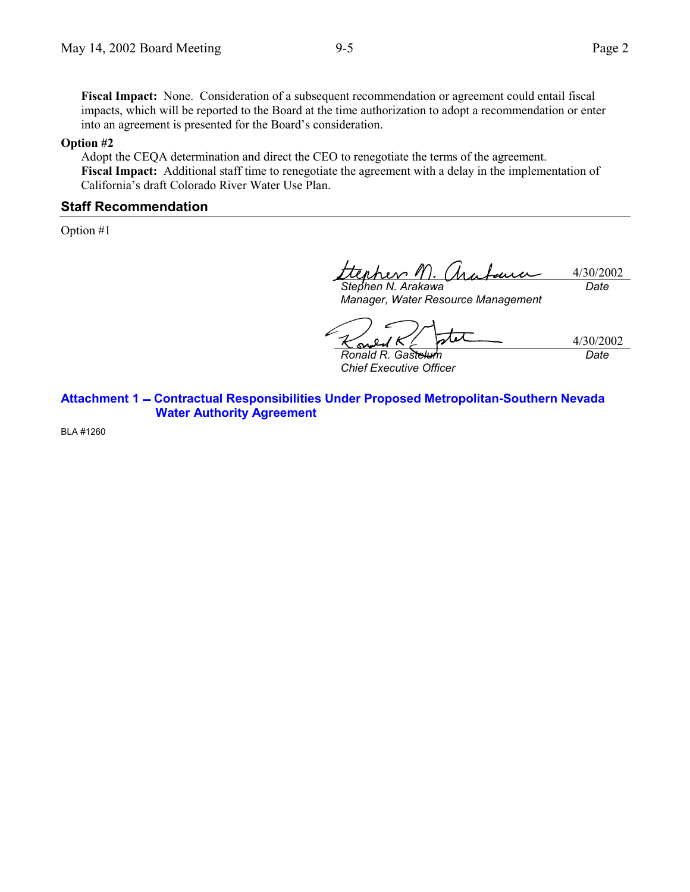**Fiscal Impact:** None. Consideration of a subsequent recommendation or agreement could entail fiscal impacts, which will be reported to the Board at the time authorization to adopt a recommendation or enter into an agreement is presented for the Board's consideration.

**Option #2**

Adopt the CEQA determination and direct the CEO to renegotiate the terms of the agreement.
**Fiscal Impact:** Additional staff time to renegotiate the agreement with a delay in the implementation of California's draft Colorado River Water Use Plan.

## Staff Recommendation

Option #1

4/30/2002

*Stephen N. Arakawa* — *Date*
*Manager, Water Resource Management*

4/30/2002

*Ronald R. Gastelum* — *Date*
*Chief Executive Officer*

**Attachment 1 – Contractual Responsibilities Under Proposed Metropolitan-Southern Nevada Water Authority Agreement**

BLA #1260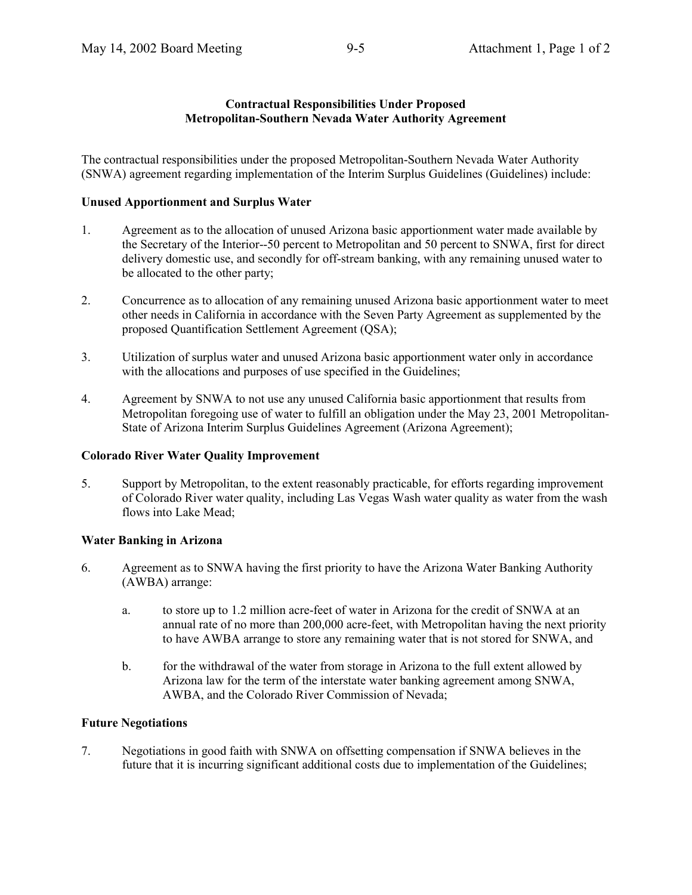**Contractual Responsibilities Under Proposed Metropolitan-Southern Nevada Water Authority Agreement**

The contractual responsibilities under the proposed Metropolitan-Southern Nevada Water Authority (SNWA) agreement regarding implementation of the Interim Surplus Guidelines (Guidelines) include:

**Unused Apportionment and Surplus Water**

1. Agreement as to the allocation of unused Arizona basic apportionment water made available by the Secretary of the Interior--50 percent to Metropolitan and 50 percent to SNWA, first for direct delivery domestic use, and secondly for off-stream banking, with any remaining unused water to be allocated to the other party;

2. Concurrence as to allocation of any remaining unused Arizona basic apportionment water to meet other needs in California in accordance with the Seven Party Agreement as supplemented by the proposed Quantification Settlement Agreement (QSA);

3. Utilization of surplus water and unused Arizona basic apportionment water only in accordance with the allocations and purposes of use specified in the Guidelines;

4. Agreement by SNWA to not use any unused California basic apportionment that results from Metropolitan foregoing use of water to fulfill an obligation under the May 23, 2001 Metropolitan-State of Arizona Interim Surplus Guidelines Agreement (Arizona Agreement);

**Colorado River Water Quality Improvement**

5. Support by Metropolitan, to the extent reasonably practicable, for efforts regarding improvement of Colorado River water quality, including Las Vegas Wash water quality as water from the wash flows into Lake Mead;

**Water Banking in Arizona**

6. Agreement as to SNWA having the first priority to have the Arizona Water Banking Authority (AWBA) arrange:

   a. to store up to 1.2 million acre-feet of water in Arizona for the credit of SNWA at an annual rate of no more than 200,000 acre-feet, with Metropolitan having the next priority to have AWBA arrange to store any remaining water that is not stored for SNWA, and

   b. for the withdrawal of the water from storage in Arizona to the full extent allowed by Arizona law for the term of the interstate water banking agreement among SNWA, AWBA, and the Colorado River Commission of Nevada;

**Future Negotiations**

7. Negotiations in good faith with SNWA on offsetting compensation if SNWA believes in the future that it is incurring significant additional costs due to implementation of the Guidelines;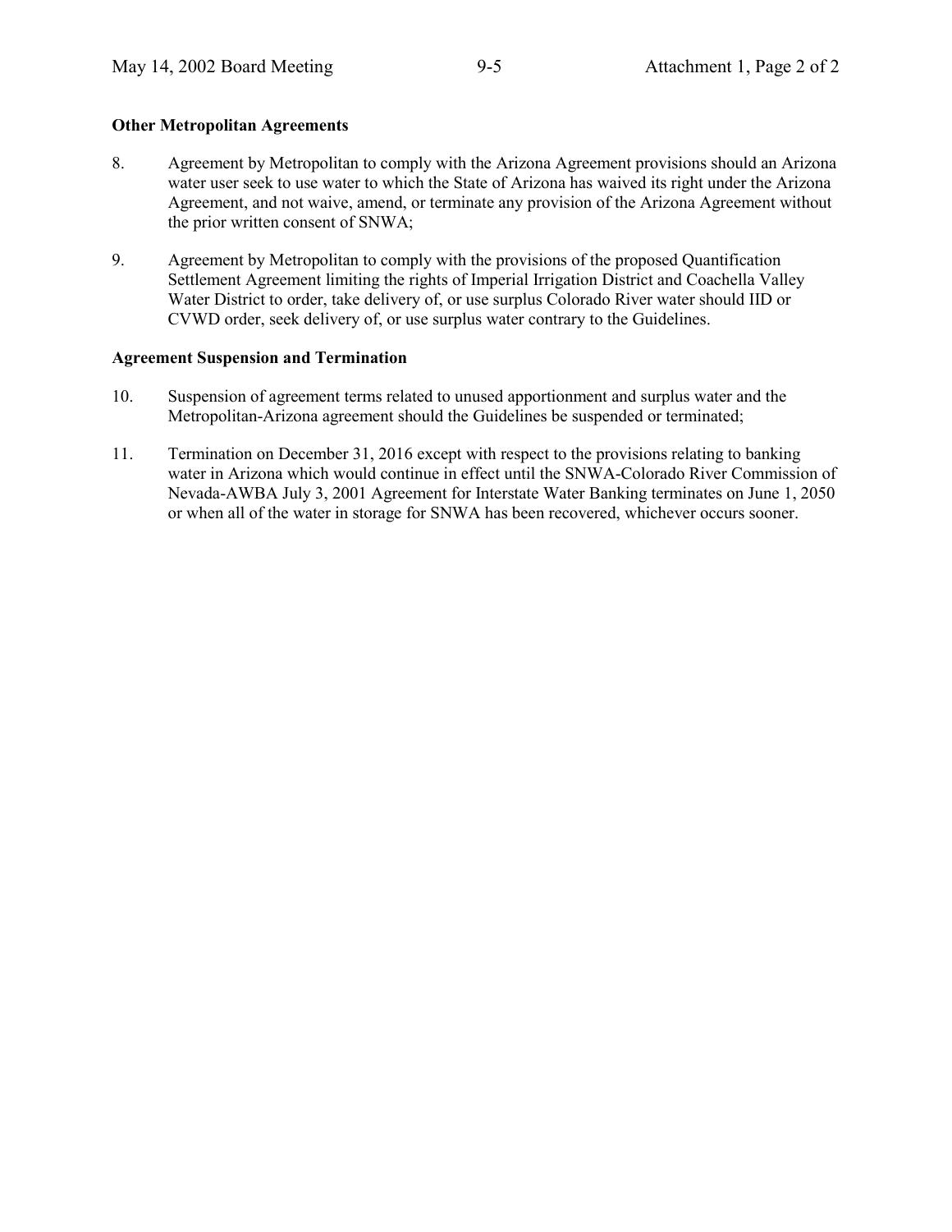**Other Metropolitan Agreements**

8. Agreement by Metropolitan to comply with the Arizona Agreement provisions should an Arizona water user seek to use water to which the State of Arizona has waived its right under the Arizona Agreement, and not waive, amend, or terminate any provision of the Arizona Agreement without the prior written consent of SNWA;

9. Agreement by Metropolitan to comply with the provisions of the proposed Quantification Settlement Agreement limiting the rights of Imperial Irrigation District and Coachella Valley Water District to order, take delivery of, or use surplus Colorado River water should IID or CVWD order, seek delivery of, or use surplus water contrary to the Guidelines.

**Agreement Suspension and Termination**

10. Suspension of agreement terms related to unused apportionment and surplus water and the Metropolitan-Arizona agreement should the Guidelines be suspended or terminated;

11. Termination on December 31, 2016 except with respect to the provisions relating to banking water in Arizona which would continue in effect until the SNWA-Colorado River Commission of Nevada-AWBA July 3, 2001 Agreement for Interstate Water Banking terminates on June 1, 2050 or when all of the water in storage for SNWA has been recovered, whichever occurs sooner.